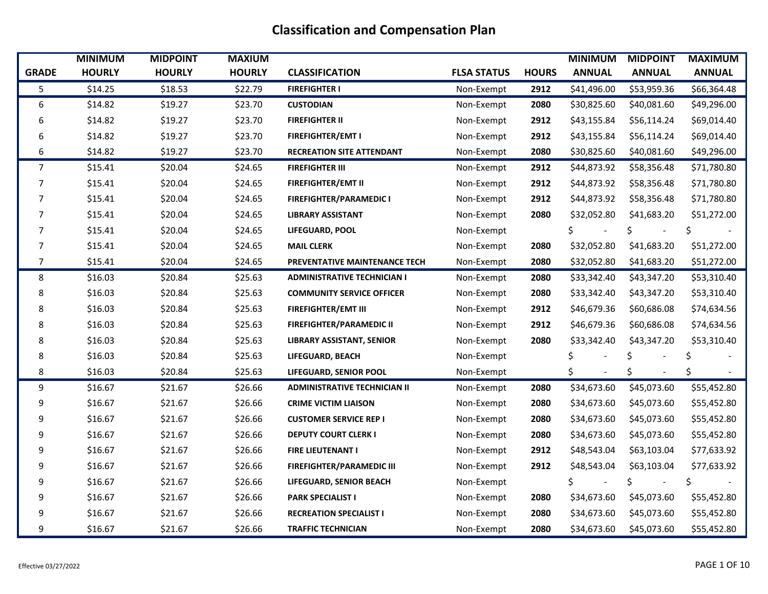# Classification and Compensation Plan

| GRADE | MINIMUM HOURLY | MIDPOINT HOURLY | MAXIUM HOURLY | CLASSIFICATION | FLSA STATUS | HOURS | MINIMUM ANNUAL | MIDPOINT ANNUAL | MAXIMUM ANNUAL |
|---|---|---|---|---|---|---|---|---|---|
| 5 | $14.25 | $18.53 | $22.79 | **FIREFIGHTER I** | Non-Exempt | **2912** | $41,496.00 | $53,959.36 | $66,364.48 |
| 6 | $14.82 | $19.27 | $23.70 | **CUSTODIAN** | Non-Exempt | **2080** | $30,825.60 | $40,081.60 | $49,296.00 |
| 6 | $14.82 | $19.27 | $23.70 | **FIREFIGHTER II** | Non-Exempt | **2912** | $43,155.84 | $56,114.24 | $69,014.40 |
| 6 | $14.82 | $19.27 | $23.70 | **FIREFIGHTER/EMT I** | Non-Exempt | **2912** | $43,155.84 | $56,114.24 | $69,014.40 |
| 6 | $14.82 | $19.27 | $23.70 | **RECREATION SITE ATTENDANT** | Non-Exempt | **2080** | $30,825.60 | $40,081.60 | $49,296.00 |
| 7 | $15.41 | $20.04 | $24.65 | **FIREFIGHTER III** | Non-Exempt | **2912** | $44,873.92 | $58,356.48 | $71,780.80 |
| 7 | $15.41 | $20.04 | $24.65 | **FIREFIGHTER/EMT II** | Non-Exempt | **2912** | $44,873.92 | $58,356.48 | $71,780.80 |
| 7 | $15.41 | $20.04 | $24.65 | **FIREFIGHTER/PARAMEDIC I** | Non-Exempt | **2912** | $44,873.92 | $58,356.48 | $71,780.80 |
| 7 | $15.41 | $20.04 | $24.65 | **LIBRARY ASSISTANT** | Non-Exempt | **2080** | $32,052.80 | $41,683.20 | $51,272.00 |
| 7 | $15.41 | $20.04 | $24.65 | **LIFEGUARD, POOL** | Non-Exempt | | $ - | $ - | $ - |
| 7 | $15.41 | $20.04 | $24.65 | **MAIL CLERK** | Non-Exempt | **2080** | $32,052.80 | $41,683.20 | $51,272.00 |
| 7 | $15.41 | $20.04 | $24.65 | **PREVENTATIVE MAINTENANCE TECH** | Non-Exempt | **2080** | $32,052.80 | $41,683.20 | $51,272.00 |
| 8 | $16.03 | $20.84 | $25.63 | **ADMINISTRATIVE TECHNICIAN I** | Non-Exempt | **2080** | $33,342.40 | $43,347.20 | $53,310.40 |
| 8 | $16.03 | $20.84 | $25.63 | **COMMUNITY SERVICE OFFICER** | Non-Exempt | **2080** | $33,342.40 | $43,347.20 | $53,310.40 |
| 8 | $16.03 | $20.84 | $25.63 | **FIREFIGHTER/EMT III** | Non-Exempt | **2912** | $46,679.36 | $60,686.08 | $74,634.56 |
| 8 | $16.03 | $20.84 | $25.63 | **FIREFIGHTER/PARAMEDIC II** | Non-Exempt | **2912** | $46,679.36 | $60,686.08 | $74,634.56 |
| 8 | $16.03 | $20.84 | $25.63 | **LIBRARY ASSISTANT, SENIOR** | Non-Exempt | **2080** | $33,342.40 | $43,347.20 | $53,310.40 |
| 8 | $16.03 | $20.84 | $25.63 | **LIFEGUARD, BEACH** | Non-Exempt | | $ - | $ - | $ - |
| 8 | $16.03 | $20.84 | $25.63 | **LIFEGUARD, SENIOR POOL** | Non-Exempt | | $ - | $ - | $ - |
| 9 | $16.67 | $21.67 | $26.66 | **ADMINISTRATIVE TECHNICIAN II** | Non-Exempt | **2080** | $34,673.60 | $45,073.60 | $55,452.80 |
| 9 | $16.67 | $21.67 | $26.66 | **CRIME VICTIM LIAISON** | Non-Exempt | **2080** | $34,673.60 | $45,073.60 | $55,452.80 |
| 9 | $16.67 | $21.67 | $26.66 | **CUSTOMER SERVICE REP I** | Non-Exempt | **2080** | $34,673.60 | $45,073.60 | $55,452.80 |
| 9 | $16.67 | $21.67 | $26.66 | **DEPUTY COURT CLERK I** | Non-Exempt | **2080** | $34,673.60 | $45,073.60 | $55,452.80 |
| 9 | $16.67 | $21.67 | $26.66 | **FIRE LIEUTENANT I** | Non-Exempt | **2912** | $48,543.04 | $63,103.04 | $77,633.92 |
| 9 | $16.67 | $21.67 | $26.66 | **FIREFIGHTER/PARAMEDIC III** | Non-Exempt | **2912** | $48,543.04 | $63,103.04 | $77,633.92 |
| 9 | $16.67 | $21.67 | $26.66 | **LIFEGUARD, SENIOR BEACH** | Non-Exempt | | $ - | $ - | $ - |
| 9 | $16.67 | $21.67 | $26.66 | **PARK SPECIALIST I** | Non-Exempt | **2080** | $34,673.60 | $45,073.60 | $55,452.80 |
| 9 | $16.67 | $21.67 | $26.66 | **RECREATION SPECIALIST I** | Non-Exempt | **2080** | $34,673.60 | $45,073.60 | $55,452.80 |
| 9 | $16.67 | $21.67 | $26.66 | **TRAFFIC TECHNICIAN** | Non-Exempt | **2080** | $34,673.60 | $45,073.60 | $55,452.80 |

Effective 03/27/2022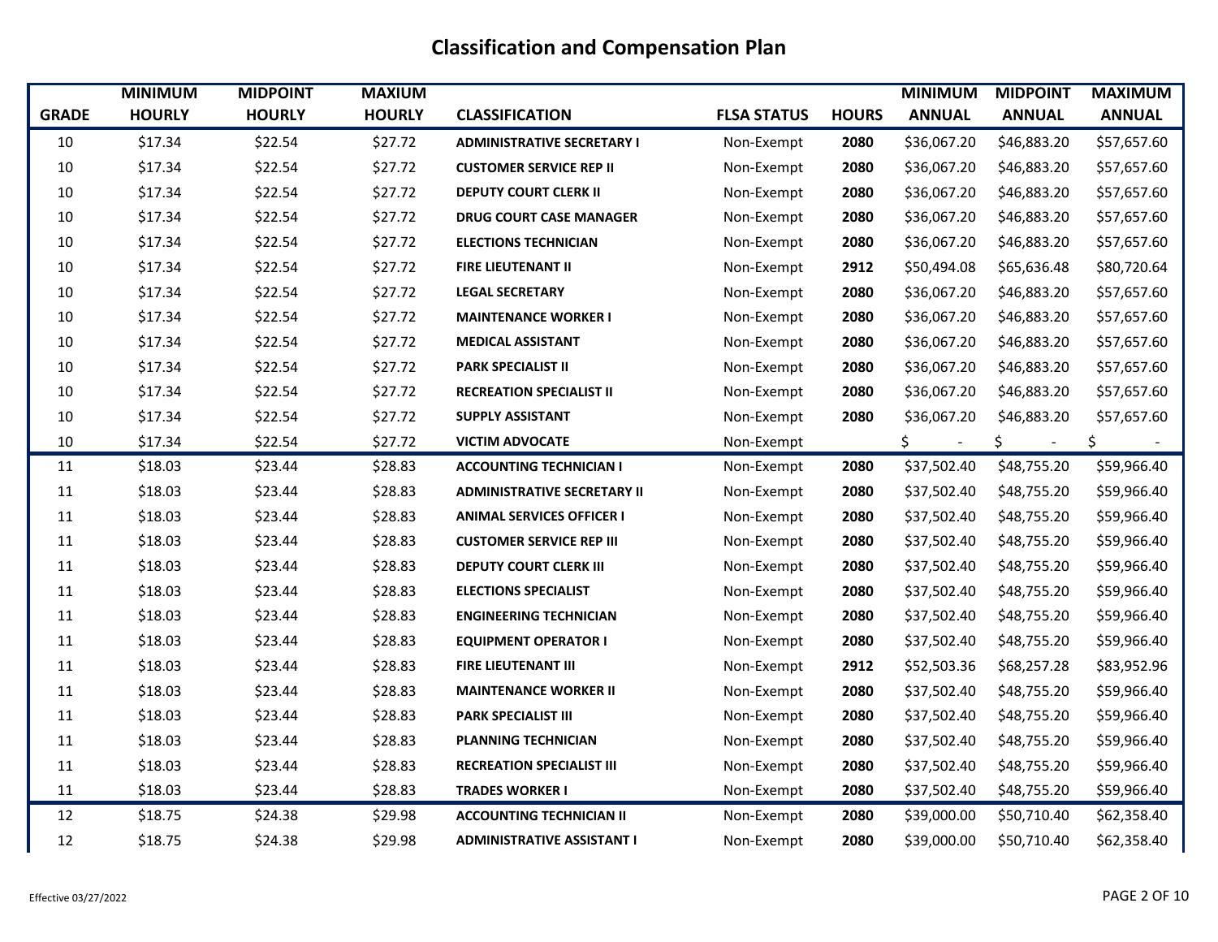# Classification and Compensation Plan

| GRADE | MINIMUM HOURLY | MIDPOINT HOURLY | MAXIUM HOURLY | CLASSIFICATION | FLSA STATUS | HOURS | MINIMUM ANNUAL | MIDPOINT ANNUAL | MAXIMUM ANNUAL |
|---|---|---|---|---|---|---|---|---|---|
| 10 | $17.34 | $22.54 | $27.72 | **ADMINISTRATIVE SECRETARY I** | Non-Exempt | **2080** | $36,067.20 | $46,883.20 | $57,657.60 |
| 10 | $17.34 | $22.54 | $27.72 | **CUSTOMER SERVICE REP II** | Non-Exempt | **2080** | $36,067.20 | $46,883.20 | $57,657.60 |
| 10 | $17.34 | $22.54 | $27.72 | **DEPUTY COURT CLERK II** | Non-Exempt | **2080** | $36,067.20 | $46,883.20 | $57,657.60 |
| 10 | $17.34 | $22.54 | $27.72 | **DRUG COURT CASE MANAGER** | Non-Exempt | **2080** | $36,067.20 | $46,883.20 | $57,657.60 |
| 10 | $17.34 | $22.54 | $27.72 | **ELECTIONS TECHNICIAN** | Non-Exempt | **2080** | $36,067.20 | $46,883.20 | $57,657.60 |
| 10 | $17.34 | $22.54 | $27.72 | **FIRE LIEUTENANT II** | Non-Exempt | **2912** | $50,494.08 | $65,636.48 | $80,720.64 |
| 10 | $17.34 | $22.54 | $27.72 | **LEGAL SECRETARY** | Non-Exempt | **2080** | $36,067.20 | $46,883.20 | $57,657.60 |
| 10 | $17.34 | $22.54 | $27.72 | **MAINTENANCE WORKER I** | Non-Exempt | **2080** | $36,067.20 | $46,883.20 | $57,657.60 |
| 10 | $17.34 | $22.54 | $27.72 | **MEDICAL ASSISTANT** | Non-Exempt | **2080** | $36,067.20 | $46,883.20 | $57,657.60 |
| 10 | $17.34 | $22.54 | $27.72 | **PARK SPECIALIST II** | Non-Exempt | **2080** | $36,067.20 | $46,883.20 | $57,657.60 |
| 10 | $17.34 | $22.54 | $27.72 | **RECREATION SPECIALIST II** | Non-Exempt | **2080** | $36,067.20 | $46,883.20 | $57,657.60 |
| 10 | $17.34 | $22.54 | $27.72 | **SUPPLY ASSISTANT** | Non-Exempt | **2080** | $36,067.20 | $46,883.20 | $57,657.60 |
| 10 | $17.34 | $22.54 | $27.72 | **VICTIM ADVOCATE** | Non-Exempt | | $ - | $ - | $ - |
| 11 | $18.03 | $23.44 | $28.83 | **ACCOUNTING TECHNICIAN I** | Non-Exempt | **2080** | $37,502.40 | $48,755.20 | $59,966.40 |
| 11 | $18.03 | $23.44 | $28.83 | **ADMINISTRATIVE SECRETARY II** | Non-Exempt | **2080** | $37,502.40 | $48,755.20 | $59,966.40 |
| 11 | $18.03 | $23.44 | $28.83 | **ANIMAL SERVICES OFFICER I** | Non-Exempt | **2080** | $37,502.40 | $48,755.20 | $59,966.40 |
| 11 | $18.03 | $23.44 | $28.83 | **CUSTOMER SERVICE REP III** | Non-Exempt | **2080** | $37,502.40 | $48,755.20 | $59,966.40 |
| 11 | $18.03 | $23.44 | $28.83 | **DEPUTY COURT CLERK III** | Non-Exempt | **2080** | $37,502.40 | $48,755.20 | $59,966.40 |
| 11 | $18.03 | $23.44 | $28.83 | **ELECTIONS SPECIALIST** | Non-Exempt | **2080** | $37,502.40 | $48,755.20 | $59,966.40 |
| 11 | $18.03 | $23.44 | $28.83 | **ENGINEERING TECHNICIAN** | Non-Exempt | **2080** | $37,502.40 | $48,755.20 | $59,966.40 |
| 11 | $18.03 | $23.44 | $28.83 | **EQUIPMENT OPERATOR I** | Non-Exempt | **2080** | $37,502.40 | $48,755.20 | $59,966.40 |
| 11 | $18.03 | $23.44 | $28.83 | **FIRE LIEUTENANT III** | Non-Exempt | **2912** | $52,503.36 | $68,257.28 | $83,952.96 |
| 11 | $18.03 | $23.44 | $28.83 | **MAINTENANCE WORKER II** | Non-Exempt | **2080** | $37,502.40 | $48,755.20 | $59,966.40 |
| 11 | $18.03 | $23.44 | $28.83 | **PARK SPECIALIST III** | Non-Exempt | **2080** | $37,502.40 | $48,755.20 | $59,966.40 |
| 11 | $18.03 | $23.44 | $28.83 | **PLANNING TECHNICIAN** | Non-Exempt | **2080** | $37,502.40 | $48,755.20 | $59,966.40 |
| 11 | $18.03 | $23.44 | $28.83 | **RECREATION SPECIALIST III** | Non-Exempt | **2080** | $37,502.40 | $48,755.20 | $59,966.40 |
| 11 | $18.03 | $23.44 | $28.83 | **TRADES WORKER I** | Non-Exempt | **2080** | $37,502.40 | $48,755.20 | $59,966.40 |
| 12 | $18.75 | $24.38 | $29.98 | **ACCOUNTING TECHNICIAN II** | Non-Exempt | **2080** | $39,000.00 | $50,710.40 | $62,358.40 |
| 12 | $18.75 | $24.38 | $29.98 | **ADMINISTRATIVE ASSISTANT I** | Non-Exempt | **2080** | $39,000.00 | $50,710.40 | $62,358.40 |

Effective 03/27/2022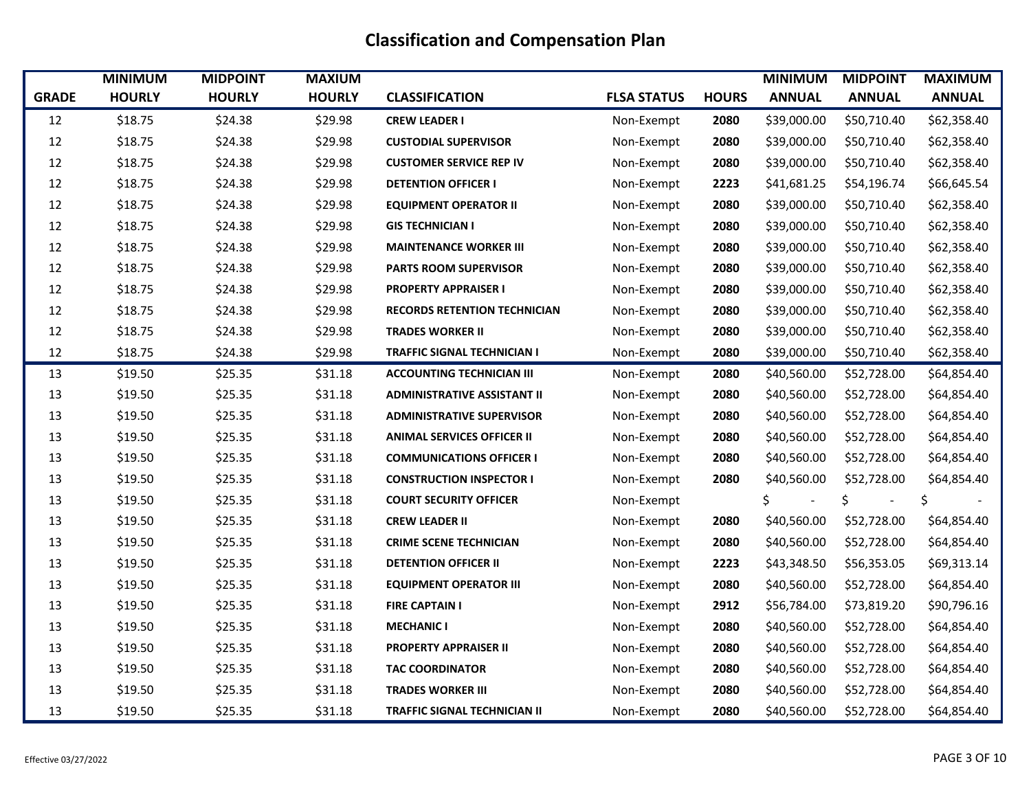# Classification and Compensation Plan

| GRADE | MINIMUM HOURLY | MIDPOINT HOURLY | MAXIUM HOURLY | CLASSIFICATION | FLSA STATUS | HOURS | MINIMUM ANNUAL | MIDPOINT ANNUAL | MAXIMUM ANNUAL |
|---|---|---|---|---|---|---|---|---|---|
| 12 | $18.75 | $24.38 | $29.98 | **CREW LEADER I** | Non-Exempt | **2080** | $39,000.00 | $50,710.40 | $62,358.40 |
| 12 | $18.75 | $24.38 | $29.98 | **CUSTODIAL SUPERVISOR** | Non-Exempt | **2080** | $39,000.00 | $50,710.40 | $62,358.40 |
| 12 | $18.75 | $24.38 | $29.98 | **CUSTOMER SERVICE REP IV** | Non-Exempt | **2080** | $39,000.00 | $50,710.40 | $62,358.40 |
| 12 | $18.75 | $24.38 | $29.98 | **DETENTION OFFICER I** | Non-Exempt | **2223** | $41,681.25 | $54,196.74 | $66,645.54 |
| 12 | $18.75 | $24.38 | $29.98 | **EQUIPMENT OPERATOR II** | Non-Exempt | **2080** | $39,000.00 | $50,710.40 | $62,358.40 |
| 12 | $18.75 | $24.38 | $29.98 | **GIS TECHNICIAN I** | Non-Exempt | **2080** | $39,000.00 | $50,710.40 | $62,358.40 |
| 12 | $18.75 | $24.38 | $29.98 | **MAINTENANCE WORKER III** | Non-Exempt | **2080** | $39,000.00 | $50,710.40 | $62,358.40 |
| 12 | $18.75 | $24.38 | $29.98 | **PARTS ROOM SUPERVISOR** | Non-Exempt | **2080** | $39,000.00 | $50,710.40 | $62,358.40 |
| 12 | $18.75 | $24.38 | $29.98 | **PROPERTY APPRAISER I** | Non-Exempt | **2080** | $39,000.00 | $50,710.40 | $62,358.40 |
| 12 | $18.75 | $24.38 | $29.98 | **RECORDS RETENTION TECHNICIAN** | Non-Exempt | **2080** | $39,000.00 | $50,710.40 | $62,358.40 |
| 12 | $18.75 | $24.38 | $29.98 | **TRADES WORKER II** | Non-Exempt | **2080** | $39,000.00 | $50,710.40 | $62,358.40 |
| 12 | $18.75 | $24.38 | $29.98 | **TRAFFIC SIGNAL TECHNICIAN I** | Non-Exempt | **2080** | $39,000.00 | $50,710.40 | $62,358.40 |
| 13 | $19.50 | $25.35 | $31.18 | **ACCOUNTING TECHNICIAN III** | Non-Exempt | **2080** | $40,560.00 | $52,728.00 | $64,854.40 |
| 13 | $19.50 | $25.35 | $31.18 | **ADMINISTRATIVE ASSISTANT II** | Non-Exempt | **2080** | $40,560.00 | $52,728.00 | $64,854.40 |
| 13 | $19.50 | $25.35 | $31.18 | **ADMINISTRATIVE SUPERVISOR** | Non-Exempt | **2080** | $40,560.00 | $52,728.00 | $64,854.40 |
| 13 | $19.50 | $25.35 | $31.18 | **ANIMAL SERVICES OFFICER II** | Non-Exempt | **2080** | $40,560.00 | $52,728.00 | $64,854.40 |
| 13 | $19.50 | $25.35 | $31.18 | **COMMUNICATIONS OFFICER I** | Non-Exempt | **2080** | $40,560.00 | $52,728.00 | $64,854.40 |
| 13 | $19.50 | $25.35 | $31.18 | **CONSTRUCTION INSPECTOR I** | Non-Exempt | **2080** | $40,560.00 | $52,728.00 | $64,854.40 |
| 13 | $19.50 | $25.35 | $31.18 | **COURT SECURITY OFFICER** | Non-Exempt | | $ - | $ - | $ - |
| 13 | $19.50 | $25.35 | $31.18 | **CREW LEADER II** | Non-Exempt | **2080** | $40,560.00 | $52,728.00 | $64,854.40 |
| 13 | $19.50 | $25.35 | $31.18 | **CRIME SCENE TECHNICIAN** | Non-Exempt | **2080** | $40,560.00 | $52,728.00 | $64,854.40 |
| 13 | $19.50 | $25.35 | $31.18 | **DETENTION OFFICER II** | Non-Exempt | **2223** | $43,348.50 | $56,353.05 | $69,313.14 |
| 13 | $19.50 | $25.35 | $31.18 | **EQUIPMENT OPERATOR III** | Non-Exempt | **2080** | $40,560.00 | $52,728.00 | $64,854.40 |
| 13 | $19.50 | $25.35 | $31.18 | **FIRE CAPTAIN I** | Non-Exempt | **2912** | $56,784.00 | $73,819.20 | $90,796.16 |
| 13 | $19.50 | $25.35 | $31.18 | **MECHANIC I** | Non-Exempt | **2080** | $40,560.00 | $52,728.00 | $64,854.40 |
| 13 | $19.50 | $25.35 | $31.18 | **PROPERTY APPRAISER II** | Non-Exempt | **2080** | $40,560.00 | $52,728.00 | $64,854.40 |
| 13 | $19.50 | $25.35 | $31.18 | **TAC COORDINATOR** | Non-Exempt | **2080** | $40,560.00 | $52,728.00 | $64,854.40 |
| 13 | $19.50 | $25.35 | $31.18 | **TRADES WORKER III** | Non-Exempt | **2080** | $40,560.00 | $52,728.00 | $64,854.40 |
| 13 | $19.50 | $25.35 | $31.18 | **TRAFFIC SIGNAL TECHNICIAN II** | Non-Exempt | **2080** | $40,560.00 | $52,728.00 | $64,854.40 |

Effective 03/27/2022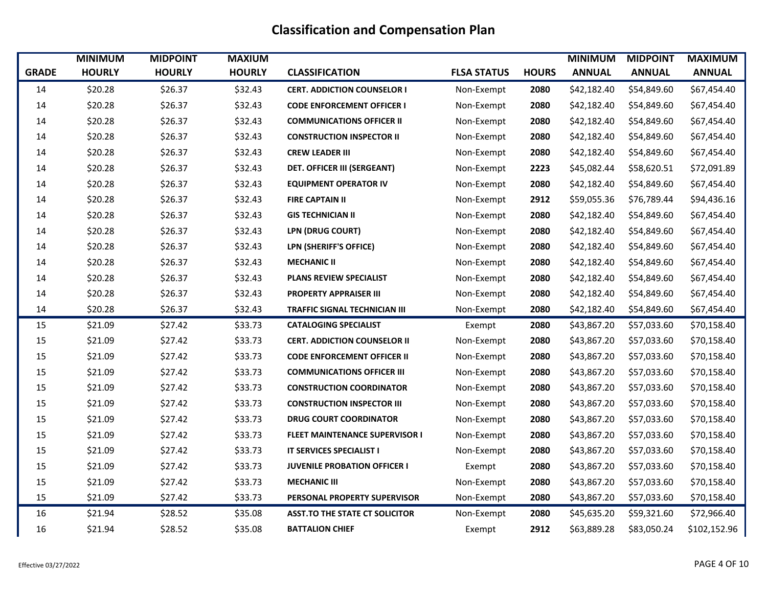# Classification and Compensation Plan

| GRADE | MINIMUM HOURLY | MIDPOINT HOURLY | MAXIUM HOURLY | CLASSIFICATION | FLSA STATUS | HOURS | MINIMUM ANNUAL | MIDPOINT ANNUAL | MAXIMUM ANNUAL |
|---|---|---|---|---|---|---|---|---|---|
| 14 | $20.28 | $26.37 | $32.43 | **CERT. ADDICTION COUNSELOR I** | Non-Exempt | **2080** | $42,182.40 | $54,849.60 | $67,454.40 |
| 14 | $20.28 | $26.37 | $32.43 | **CODE ENFORCEMENT OFFICER I** | Non-Exempt | **2080** | $42,182.40 | $54,849.60 | $67,454.40 |
| 14 | $20.28 | $26.37 | $32.43 | **COMMUNICATIONS OFFICER II** | Non-Exempt | **2080** | $42,182.40 | $54,849.60 | $67,454.40 |
| 14 | $20.28 | $26.37 | $32.43 | **CONSTRUCTION INSPECTOR II** | Non-Exempt | **2080** | $42,182.40 | $54,849.60 | $67,454.40 |
| 14 | $20.28 | $26.37 | $32.43 | **CREW LEADER III** | Non-Exempt | **2080** | $42,182.40 | $54,849.60 | $67,454.40 |
| 14 | $20.28 | $26.37 | $32.43 | **DET. OFFICER III (SERGEANT)** | Non-Exempt | **2223** | $45,082.44 | $58,620.51 | $72,091.89 |
| 14 | $20.28 | $26.37 | $32.43 | **EQUIPMENT OPERATOR IV** | Non-Exempt | **2080** | $42,182.40 | $54,849.60 | $67,454.40 |
| 14 | $20.28 | $26.37 | $32.43 | **FIRE CAPTAIN II** | Non-Exempt | **2912** | $59,055.36 | $76,789.44 | $94,436.16 |
| 14 | $20.28 | $26.37 | $32.43 | **GIS TECHNICIAN II** | Non-Exempt | **2080** | $42,182.40 | $54,849.60 | $67,454.40 |
| 14 | $20.28 | $26.37 | $32.43 | **LPN (DRUG COURT)** | Non-Exempt | **2080** | $42,182.40 | $54,849.60 | $67,454.40 |
| 14 | $20.28 | $26.37 | $32.43 | **LPN (SHERIFF'S OFFICE)** | Non-Exempt | **2080** | $42,182.40 | $54,849.60 | $67,454.40 |
| 14 | $20.28 | $26.37 | $32.43 | **MECHANIC II** | Non-Exempt | **2080** | $42,182.40 | $54,849.60 | $67,454.40 |
| 14 | $20.28 | $26.37 | $32.43 | **PLANS REVIEW SPECIALIST** | Non-Exempt | **2080** | $42,182.40 | $54,849.60 | $67,454.40 |
| 14 | $20.28 | $26.37 | $32.43 | **PROPERTY APPRAISER III** | Non-Exempt | **2080** | $42,182.40 | $54,849.60 | $67,454.40 |
| 14 | $20.28 | $26.37 | $32.43 | **TRAFFIC SIGNAL TECHNICIAN III** | Non-Exempt | **2080** | $42,182.40 | $54,849.60 | $67,454.40 |
| 15 | $21.09 | $27.42 | $33.73 | **CATALOGING SPECIALIST** | Exempt | **2080** | $43,867.20 | $57,033.60 | $70,158.40 |
| 15 | $21.09 | $27.42 | $33.73 | **CERT. ADDICTION COUNSELOR II** | Non-Exempt | **2080** | $43,867.20 | $57,033.60 | $70,158.40 |
| 15 | $21.09 | $27.42 | $33.73 | **CODE ENFORCEMENT OFFICER II** | Non-Exempt | **2080** | $43,867.20 | $57,033.60 | $70,158.40 |
| 15 | $21.09 | $27.42 | $33.73 | **COMMUNICATIONS OFFICER III** | Non-Exempt | **2080** | $43,867.20 | $57,033.60 | $70,158.40 |
| 15 | $21.09 | $27.42 | $33.73 | **CONSTRUCTION COORDINATOR** | Non-Exempt | **2080** | $43,867.20 | $57,033.60 | $70,158.40 |
| 15 | $21.09 | $27.42 | $33.73 | **CONSTRUCTION INSPECTOR III** | Non-Exempt | **2080** | $43,867.20 | $57,033.60 | $70,158.40 |
| 15 | $21.09 | $27.42 | $33.73 | **DRUG COURT COORDINATOR** | Non-Exempt | **2080** | $43,867.20 | $57,033.60 | $70,158.40 |
| 15 | $21.09 | $27.42 | $33.73 | **FLEET MAINTENANCE SUPERVISOR I** | Non-Exempt | **2080** | $43,867.20 | $57,033.60 | $70,158.40 |
| 15 | $21.09 | $27.42 | $33.73 | **IT SERVICES SPECIALIST I** | Non-Exempt | **2080** | $43,867.20 | $57,033.60 | $70,158.40 |
| 15 | $21.09 | $27.42 | $33.73 | **JUVENILE PROBATION OFFICER I** | Exempt | **2080** | $43,867.20 | $57,033.60 | $70,158.40 |
| 15 | $21.09 | $27.42 | $33.73 | **MECHANIC III** | Non-Exempt | **2080** | $43,867.20 | $57,033.60 | $70,158.40 |
| 15 | $21.09 | $27.42 | $33.73 | **PERSONAL PROPERTY SUPERVISOR** | Non-Exempt | **2080** | $43,867.20 | $57,033.60 | $70,158.40 |
| 16 | $21.94 | $28.52 | $35.08 | **ASST.TO THE STATE CT SOLICITOR** | Non-Exempt | **2080** | $45,635.20 | $59,321.60 | $72,966.40 |
| 16 | $21.94 | $28.52 | $35.08 | **BATTALION CHIEF** | Exempt | **2912** | $63,889.28 | $83,050.24 | $102,152.96 |

Effective 03/27/2022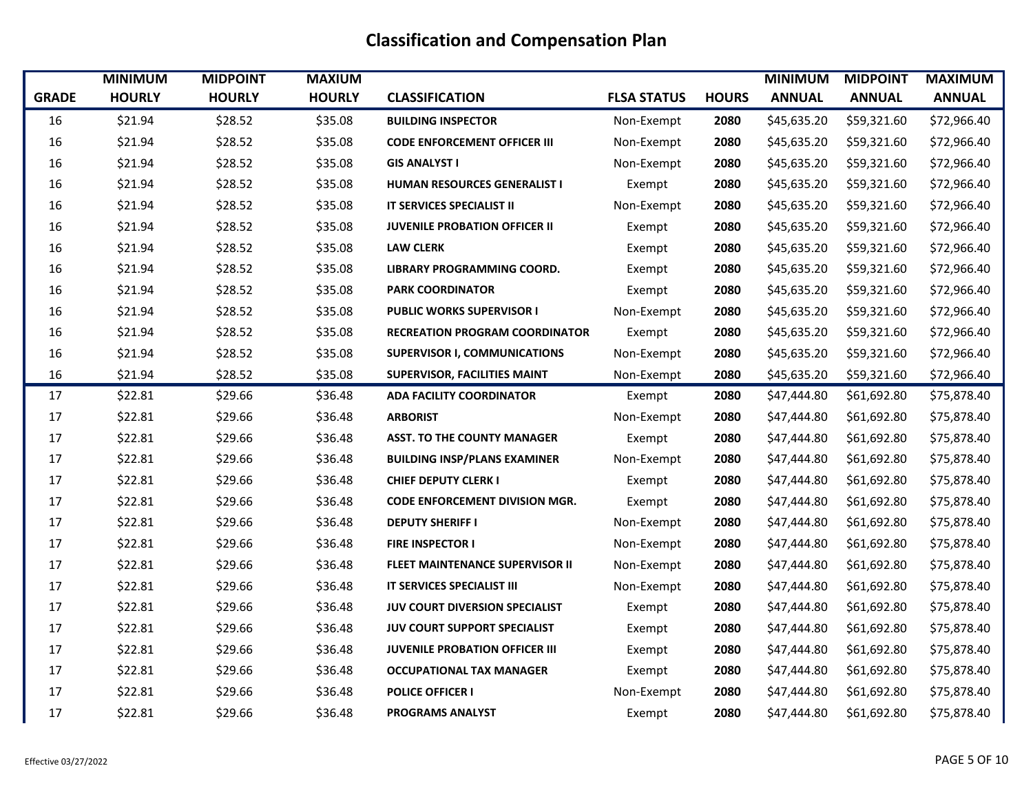# Classification and Compensation Plan

| GRADE | MINIMUM HOURLY | MIDPOINT HOURLY | MAXIUM HOURLY | CLASSIFICATION | FLSA STATUS | HOURS | MINIMUM ANNUAL | MIDPOINT ANNUAL | MAXIMUM ANNUAL |
|---|---|---|---|---|---|---|---|---|---|
| 16 | $21.94 | $28.52 | $35.08 | **BUILDING INSPECTOR** | Non-Exempt | **2080** | $45,635.20 | $59,321.60 | $72,966.40 |
| 16 | $21.94 | $28.52 | $35.08 | **CODE ENFORCEMENT OFFICER III** | Non-Exempt | **2080** | $45,635.20 | $59,321.60 | $72,966.40 |
| 16 | $21.94 | $28.52 | $35.08 | **GIS ANALYST I** | Non-Exempt | **2080** | $45,635.20 | $59,321.60 | $72,966.40 |
| 16 | $21.94 | $28.52 | $35.08 | **HUMAN RESOURCES GENERALIST I** | Exempt | **2080** | $45,635.20 | $59,321.60 | $72,966.40 |
| 16 | $21.94 | $28.52 | $35.08 | **IT SERVICES SPECIALIST II** | Non-Exempt | **2080** | $45,635.20 | $59,321.60 | $72,966.40 |
| 16 | $21.94 | $28.52 | $35.08 | **JUVENILE PROBATION OFFICER II** | Exempt | **2080** | $45,635.20 | $59,321.60 | $72,966.40 |
| 16 | $21.94 | $28.52 | $35.08 | **LAW CLERK** | Exempt | **2080** | $45,635.20 | $59,321.60 | $72,966.40 |
| 16 | $21.94 | $28.52 | $35.08 | **LIBRARY PROGRAMMING COORD.** | Exempt | **2080** | $45,635.20 | $59,321.60 | $72,966.40 |
| 16 | $21.94 | $28.52 | $35.08 | **PARK COORDINATOR** | Exempt | **2080** | $45,635.20 | $59,321.60 | $72,966.40 |
| 16 | $21.94 | $28.52 | $35.08 | **PUBLIC WORKS SUPERVISOR I** | Non-Exempt | **2080** | $45,635.20 | $59,321.60 | $72,966.40 |
| 16 | $21.94 | $28.52 | $35.08 | **RECREATION PROGRAM COORDINATOR** | Exempt | **2080** | $45,635.20 | $59,321.60 | $72,966.40 |
| 16 | $21.94 | $28.52 | $35.08 | **SUPERVISOR I, COMMUNICATIONS** | Non-Exempt | **2080** | $45,635.20 | $59,321.60 | $72,966.40 |
| 16 | $21.94 | $28.52 | $35.08 | **SUPERVISOR, FACILITIES MAINT** | Non-Exempt | **2080** | $45,635.20 | $59,321.60 | $72,966.40 |
| 17 | $22.81 | $29.66 | $36.48 | **ADA FACILITY COORDINATOR** | Exempt | **2080** | $47,444.80 | $61,692.80 | $75,878.40 |
| 17 | $22.81 | $29.66 | $36.48 | **ARBORIST** | Non-Exempt | **2080** | $47,444.80 | $61,692.80 | $75,878.40 |
| 17 | $22.81 | $29.66 | $36.48 | **ASST. TO THE COUNTY MANAGER** | Exempt | **2080** | $47,444.80 | $61,692.80 | $75,878.40 |
| 17 | $22.81 | $29.66 | $36.48 | **BUILDING INSP/PLANS EXAMINER** | Non-Exempt | **2080** | $47,444.80 | $61,692.80 | $75,878.40 |
| 17 | $22.81 | $29.66 | $36.48 | **CHIEF DEPUTY CLERK I** | Exempt | **2080** | $47,444.80 | $61,692.80 | $75,878.40 |
| 17 | $22.81 | $29.66 | $36.48 | **CODE ENFORCEMENT DIVISION MGR.** | Exempt | **2080** | $47,444.80 | $61,692.80 | $75,878.40 |
| 17 | $22.81 | $29.66 | $36.48 | **DEPUTY SHERIFF I** | Non-Exempt | **2080** | $47,444.80 | $61,692.80 | $75,878.40 |
| 17 | $22.81 | $29.66 | $36.48 | **FIRE INSPECTOR I** | Non-Exempt | **2080** | $47,444.80 | $61,692.80 | $75,878.40 |
| 17 | $22.81 | $29.66 | $36.48 | **FLEET MAINTENANCE SUPERVISOR II** | Non-Exempt | **2080** | $47,444.80 | $61,692.80 | $75,878.40 |
| 17 | $22.81 | $29.66 | $36.48 | **IT SERVICES SPECIALIST III** | Non-Exempt | **2080** | $47,444.80 | $61,692.80 | $75,878.40 |
| 17 | $22.81 | $29.66 | $36.48 | **JUV COURT DIVERSION SPECIALIST** | Exempt | **2080** | $47,444.80 | $61,692.80 | $75,878.40 |
| 17 | $22.81 | $29.66 | $36.48 | **JUV COURT SUPPORT SPECIALIST** | Exempt | **2080** | $47,444.80 | $61,692.80 | $75,878.40 |
| 17 | $22.81 | $29.66 | $36.48 | **JUVENILE PROBATION OFFICER III** | Exempt | **2080** | $47,444.80 | $61,692.80 | $75,878.40 |
| 17 | $22.81 | $29.66 | $36.48 | **OCCUPATIONAL TAX MANAGER** | Exempt | **2080** | $47,444.80 | $61,692.80 | $75,878.40 |
| 17 | $22.81 | $29.66 | $36.48 | **POLICE OFFICER I** | Non-Exempt | **2080** | $47,444.80 | $61,692.80 | $75,878.40 |
| 17 | $22.81 | $29.66 | $36.48 | **PROGRAMS ANALYST** | Exempt | **2080** | $47,444.80 | $61,692.80 | $75,878.40 |

Effective 03/27/2022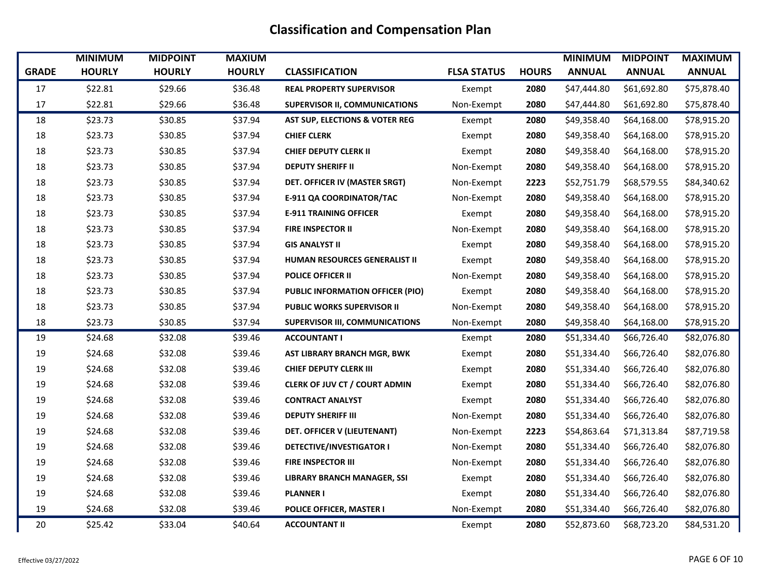# Classification and Compensation Plan

| GRADE | MINIMUM HOURLY | MIDPOINT HOURLY | MAXIUM HOURLY | CLASSIFICATION | FLSA STATUS | HOURS | MINIMUM ANNUAL | MIDPOINT ANNUAL | MAXIMUM ANNUAL |
|---|---|---|---|---|---|---|---|---|---|
| 17 | $22.81 | $29.66 | $36.48 | **REAL PROPERTY SUPERVISOR** | Exempt | **2080** | $47,444.80 | $61,692.80 | $75,878.40 |
| 17 | $22.81 | $29.66 | $36.48 | **SUPERVISOR II, COMMUNICATIONS** | Non-Exempt | **2080** | $47,444.80 | $61,692.80 | $75,878.40 |
| 18 | $23.73 | $30.85 | $37.94 | **AST SUP, ELECTIONS & VOTER REG** | Exempt | **2080** | $49,358.40 | $64,168.00 | $78,915.20 |
| 18 | $23.73 | $30.85 | $37.94 | **CHIEF CLERK** | Exempt | **2080** | $49,358.40 | $64,168.00 | $78,915.20 |
| 18 | $23.73 | $30.85 | $37.94 | **CHIEF DEPUTY CLERK II** | Exempt | **2080** | $49,358.40 | $64,168.00 | $78,915.20 |
| 18 | $23.73 | $30.85 | $37.94 | **DEPUTY SHERIFF II** | Non-Exempt | **2080** | $49,358.40 | $64,168.00 | $78,915.20 |
| 18 | $23.73 | $30.85 | $37.94 | **DET. OFFICER IV (MASTER SRGT)** | Non-Exempt | **2223** | $52,751.79 | $68,579.55 | $84,340.62 |
| 18 | $23.73 | $30.85 | $37.94 | **E-911 QA COORDINATOR/TAC** | Non-Exempt | **2080** | $49,358.40 | $64,168.00 | $78,915.20 |
| 18 | $23.73 | $30.85 | $37.94 | **E-911 TRAINING OFFICER** | Exempt | **2080** | $49,358.40 | $64,168.00 | $78,915.20 |
| 18 | $23.73 | $30.85 | $37.94 | **FIRE INSPECTOR II** | Non-Exempt | **2080** | $49,358.40 | $64,168.00 | $78,915.20 |
| 18 | $23.73 | $30.85 | $37.94 | **GIS ANALYST II** | Exempt | **2080** | $49,358.40 | $64,168.00 | $78,915.20 |
| 18 | $23.73 | $30.85 | $37.94 | **HUMAN RESOURCES GENERALIST II** | Exempt | **2080** | $49,358.40 | $64,168.00 | $78,915.20 |
| 18 | $23.73 | $30.85 | $37.94 | **POLICE OFFICER II** | Non-Exempt | **2080** | $49,358.40 | $64,168.00 | $78,915.20 |
| 18 | $23.73 | $30.85 | $37.94 | **PUBLIC INFORMATION OFFICER (PIO)** | Exempt | **2080** | $49,358.40 | $64,168.00 | $78,915.20 |
| 18 | $23.73 | $30.85 | $37.94 | **PUBLIC WORKS SUPERVISOR II** | Non-Exempt | **2080** | $49,358.40 | $64,168.00 | $78,915.20 |
| 18 | $23.73 | $30.85 | $37.94 | **SUPERVISOR III, COMMUNICATIONS** | Non-Exempt | **2080** | $49,358.40 | $64,168.00 | $78,915.20 |
| 19 | $24.68 | $32.08 | $39.46 | **ACCOUNTANT I** | Exempt | **2080** | $51,334.40 | $66,726.40 | $82,076.80 |
| 19 | $24.68 | $32.08 | $39.46 | **AST LIBRARY BRANCH MGR, BWK** | Exempt | **2080** | $51,334.40 | $66,726.40 | $82,076.80 |
| 19 | $24.68 | $32.08 | $39.46 | **CHIEF DEPUTY CLERK III** | Exempt | **2080** | $51,334.40 | $66,726.40 | $82,076.80 |
| 19 | $24.68 | $32.08 | $39.46 | **CLERK OF JUV CT / COURT ADMIN** | Exempt | **2080** | $51,334.40 | $66,726.40 | $82,076.80 |
| 19 | $24.68 | $32.08 | $39.46 | **CONTRACT ANALYST** | Exempt | **2080** | $51,334.40 | $66,726.40 | $82,076.80 |
| 19 | $24.68 | $32.08 | $39.46 | **DEPUTY SHERIFF III** | Non-Exempt | **2080** | $51,334.40 | $66,726.40 | $82,076.80 |
| 19 | $24.68 | $32.08 | $39.46 | **DET. OFFICER V (LIEUTENANT)** | Non-Exempt | **2223** | $54,863.64 | $71,313.84 | $87,719.58 |
| 19 | $24.68 | $32.08 | $39.46 | **DETECTIVE/INVESTIGATOR I** | Non-Exempt | **2080** | $51,334.40 | $66,726.40 | $82,076.80 |
| 19 | $24.68 | $32.08 | $39.46 | **FIRE INSPECTOR III** | Non-Exempt | **2080** | $51,334.40 | $66,726.40 | $82,076.80 |
| 19 | $24.68 | $32.08 | $39.46 | **LIBRARY BRANCH MANAGER, SSI** | Exempt | **2080** | $51,334.40 | $66,726.40 | $82,076.80 |
| 19 | $24.68 | $32.08 | $39.46 | **PLANNER I** | Exempt | **2080** | $51,334.40 | $66,726.40 | $82,076.80 |
| 19 | $24.68 | $32.08 | $39.46 | **POLICE OFFICER, MASTER I** | Non-Exempt | **2080** | $51,334.40 | $66,726.40 | $82,076.80 |
| 20 | $25.42 | $33.04 | $40.64 | **ACCOUNTANT II** | Exempt | **2080** | $52,873.60 | $68,723.20 | $84,531.20 |

Effective 03/27/2022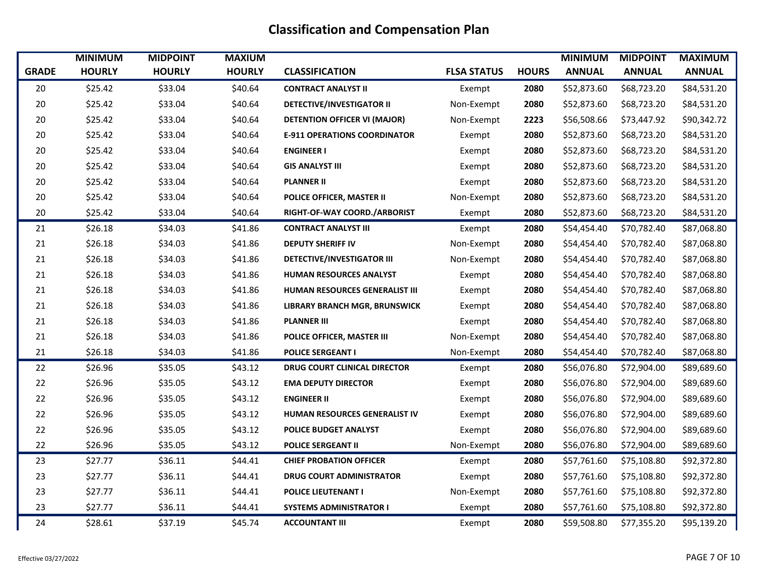# Classification and Compensation Plan

| GRADE | MINIMUM HOURLY | MIDPOINT HOURLY | MAXIUM HOURLY | CLASSIFICATION | FLSA STATUS | HOURS | MINIMUM ANNUAL | MIDPOINT ANNUAL | MAXIMUM ANNUAL |
|---|---|---|---|---|---|---|---|---|---|
| 20 | $25.42 | $33.04 | $40.64 | **CONTRACT ANALYST II** | Exempt | **2080** | $52,873.60 | $68,723.20 | $84,531.20 |
| 20 | $25.42 | $33.04 | $40.64 | **DETECTIVE/INVESTIGATOR II** | Non-Exempt | **2080** | $52,873.60 | $68,723.20 | $84,531.20 |
| 20 | $25.42 | $33.04 | $40.64 | **DETENTION OFFICER VI (MAJOR)** | Non-Exempt | **2223** | $56,508.66 | $73,447.92 | $90,342.72 |
| 20 | $25.42 | $33.04 | $40.64 | **E-911 OPERATIONS COORDINATOR** | Exempt | **2080** | $52,873.60 | $68,723.20 | $84,531.20 |
| 20 | $25.42 | $33.04 | $40.64 | **ENGINEER I** | Exempt | **2080** | $52,873.60 | $68,723.20 | $84,531.20 |
| 20 | $25.42 | $33.04 | $40.64 | **GIS ANALYST III** | Exempt | **2080** | $52,873.60 | $68,723.20 | $84,531.20 |
| 20 | $25.42 | $33.04 | $40.64 | **PLANNER II** | Exempt | **2080** | $52,873.60 | $68,723.20 | $84,531.20 |
| 20 | $25.42 | $33.04 | $40.64 | **POLICE OFFICER, MASTER II** | Non-Exempt | **2080** | $52,873.60 | $68,723.20 | $84,531.20 |
| 20 | $25.42 | $33.04 | $40.64 | **RIGHT-OF-WAY COORD./ARBORIST** | Exempt | **2080** | $52,873.60 | $68,723.20 | $84,531.20 |
| 21 | $26.18 | $34.03 | $41.86 | **CONTRACT ANALYST III** | Exempt | **2080** | $54,454.40 | $70,782.40 | $87,068.80 |
| 21 | $26.18 | $34.03 | $41.86 | **DEPUTY SHERIFF IV** | Non-Exempt | **2080** | $54,454.40 | $70,782.40 | $87,068.80 |
| 21 | $26.18 | $34.03 | $41.86 | **DETECTIVE/INVESTIGATOR III** | Non-Exempt | **2080** | $54,454.40 | $70,782.40 | $87,068.80 |
| 21 | $26.18 | $34.03 | $41.86 | **HUMAN RESOURCES ANALYST** | Exempt | **2080** | $54,454.40 | $70,782.40 | $87,068.80 |
| 21 | $26.18 | $34.03 | $41.86 | **HUMAN RESOURCES GENERALIST III** | Exempt | **2080** | $54,454.40 | $70,782.40 | $87,068.80 |
| 21 | $26.18 | $34.03 | $41.86 | **LIBRARY BRANCH MGR, BRUNSWICK** | Exempt | **2080** | $54,454.40 | $70,782.40 | $87,068.80 |
| 21 | $26.18 | $34.03 | $41.86 | **PLANNER III** | Exempt | **2080** | $54,454.40 | $70,782.40 | $87,068.80 |
| 21 | $26.18 | $34.03 | $41.86 | **POLICE OFFICER, MASTER III** | Non-Exempt | **2080** | $54,454.40 | $70,782.40 | $87,068.80 |
| 21 | $26.18 | $34.03 | $41.86 | **POLICE SERGEANT I** | Non-Exempt | **2080** | $54,454.40 | $70,782.40 | $87,068.80 |
| 22 | $26.96 | $35.05 | $43.12 | **DRUG COURT CLINICAL DIRECTOR** | Exempt | **2080** | $56,076.80 | $72,904.00 | $89,689.60 |
| 22 | $26.96 | $35.05 | $43.12 | **EMA DEPUTY DIRECTOR** | Exempt | **2080** | $56,076.80 | $72,904.00 | $89,689.60 |
| 22 | $26.96 | $35.05 | $43.12 | **ENGINEER II** | Exempt | **2080** | $56,076.80 | $72,904.00 | $89,689.60 |
| 22 | $26.96 | $35.05 | $43.12 | **HUMAN RESOURCES GENERALIST IV** | Exempt | **2080** | $56,076.80 | $72,904.00 | $89,689.60 |
| 22 | $26.96 | $35.05 | $43.12 | **POLICE BUDGET ANALYST** | Exempt | **2080** | $56,076.80 | $72,904.00 | $89,689.60 |
| 22 | $26.96 | $35.05 | $43.12 | **POLICE SERGEANT II** | Non-Exempt | **2080** | $56,076.80 | $72,904.00 | $89,689.60 |
| 23 | $27.77 | $36.11 | $44.41 | **CHIEF PROBATION OFFICER** | Exempt | **2080** | $57,761.60 | $75,108.80 | $92,372.80 |
| 23 | $27.77 | $36.11 | $44.41 | **DRUG COURT ADMINISTRATOR** | Exempt | **2080** | $57,761.60 | $75,108.80 | $92,372.80 |
| 23 | $27.77 | $36.11 | $44.41 | **POLICE LIEUTENANT I** | Non-Exempt | **2080** | $57,761.60 | $75,108.80 | $92,372.80 |
| 23 | $27.77 | $36.11 | $44.41 | **SYSTEMS ADMINISTRATOR I** | Exempt | **2080** | $57,761.60 | $75,108.80 | $92,372.80 |
| 24 | $28.61 | $37.19 | $45.74 | **ACCOUNTANT III** | Exempt | **2080** | $59,508.80 | $77,355.20 | $95,139.20 |

Effective 03/27/2022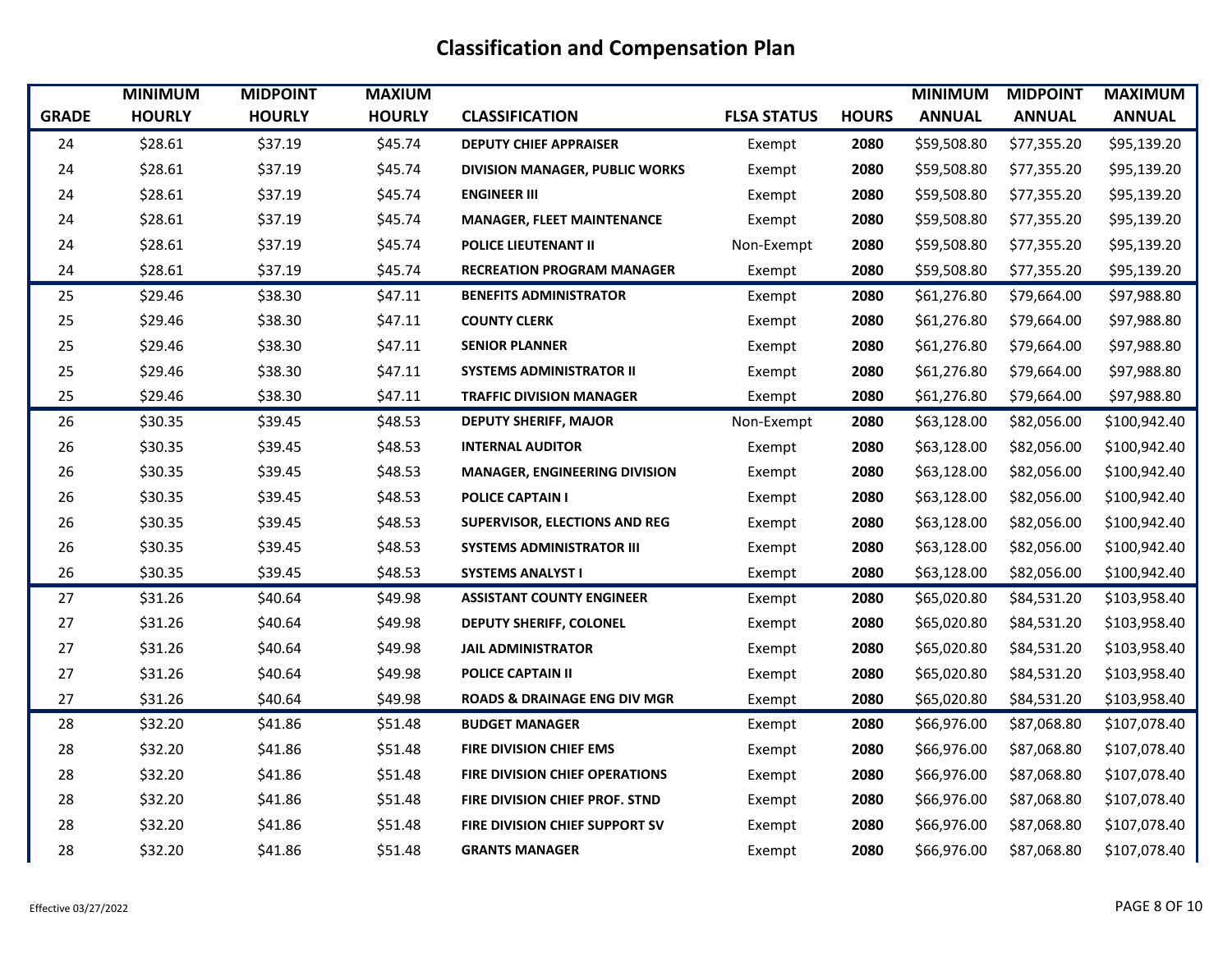# Classification and Compensation Plan

| GRADE | MINIMUM HOURLY | MIDPOINT HOURLY | MAXIUM HOURLY | CLASSIFICATION | FLSA STATUS | HOURS | MINIMUM ANNUAL | MIDPOINT ANNUAL | MAXIMUM ANNUAL |
|---|---|---|---|---|---|---|---|---|---|
| 24 | $28.61 | $37.19 | $45.74 | **DEPUTY CHIEF APPRAISER** | Exempt | **2080** | $59,508.80 | $77,355.20 | $95,139.20 |
| 24 | $28.61 | $37.19 | $45.74 | **DIVISION MANAGER, PUBLIC WORKS** | Exempt | **2080** | $59,508.80 | $77,355.20 | $95,139.20 |
| 24 | $28.61 | $37.19 | $45.74 | **ENGINEER III** | Exempt | **2080** | $59,508.80 | $77,355.20 | $95,139.20 |
| 24 | $28.61 | $37.19 | $45.74 | **MANAGER, FLEET MAINTENANCE** | Exempt | **2080** | $59,508.80 | $77,355.20 | $95,139.20 |
| 24 | $28.61 | $37.19 | $45.74 | **POLICE LIEUTENANT II** | Non-Exempt | **2080** | $59,508.80 | $77,355.20 | $95,139.20 |
| 24 | $28.61 | $37.19 | $45.74 | **RECREATION PROGRAM MANAGER** | Exempt | **2080** | $59,508.80 | $77,355.20 | $95,139.20 |
| 25 | $29.46 | $38.30 | $47.11 | **BENEFITS ADMINISTRATOR** | Exempt | **2080** | $61,276.80 | $79,664.00 | $97,988.80 |
| 25 | $29.46 | $38.30 | $47.11 | **COUNTY CLERK** | Exempt | **2080** | $61,276.80 | $79,664.00 | $97,988.80 |
| 25 | $29.46 | $38.30 | $47.11 | **SENIOR PLANNER** | Exempt | **2080** | $61,276.80 | $79,664.00 | $97,988.80 |
| 25 | $29.46 | $38.30 | $47.11 | **SYSTEMS ADMINISTRATOR II** | Exempt | **2080** | $61,276.80 | $79,664.00 | $97,988.80 |
| 25 | $29.46 | $38.30 | $47.11 | **TRAFFIC DIVISION MANAGER** | Exempt | **2080** | $61,276.80 | $79,664.00 | $97,988.80 |
| 26 | $30.35 | $39.45 | $48.53 | **DEPUTY SHERIFF, MAJOR** | Non-Exempt | **2080** | $63,128.00 | $82,056.00 | $100,942.40 |
| 26 | $30.35 | $39.45 | $48.53 | **INTERNAL AUDITOR** | Exempt | **2080** | $63,128.00 | $82,056.00 | $100,942.40 |
| 26 | $30.35 | $39.45 | $48.53 | **MANAGER, ENGINEERING DIVISION** | Exempt | **2080** | $63,128.00 | $82,056.00 | $100,942.40 |
| 26 | $30.35 | $39.45 | $48.53 | **POLICE CAPTAIN I** | Exempt | **2080** | $63,128.00 | $82,056.00 | $100,942.40 |
| 26 | $30.35 | $39.45 | $48.53 | **SUPERVISOR, ELECTIONS AND REG** | Exempt | **2080** | $63,128.00 | $82,056.00 | $100,942.40 |
| 26 | $30.35 | $39.45 | $48.53 | **SYSTEMS ADMINISTRATOR III** | Exempt | **2080** | $63,128.00 | $82,056.00 | $100,942.40 |
| 26 | $30.35 | $39.45 | $48.53 | **SYSTEMS ANALYST I** | Exempt | **2080** | $63,128.00 | $82,056.00 | $100,942.40 |
| 27 | $31.26 | $40.64 | $49.98 | **ASSISTANT COUNTY ENGINEER** | Exempt | **2080** | $65,020.80 | $84,531.20 | $103,958.40 |
| 27 | $31.26 | $40.64 | $49.98 | **DEPUTY SHERIFF, COLONEL** | Exempt | **2080** | $65,020.80 | $84,531.20 | $103,958.40 |
| 27 | $31.26 | $40.64 | $49.98 | **JAIL ADMINISTRATOR** | Exempt | **2080** | $65,020.80 | $84,531.20 | $103,958.40 |
| 27 | $31.26 | $40.64 | $49.98 | **POLICE CAPTAIN II** | Exempt | **2080** | $65,020.80 | $84,531.20 | $103,958.40 |
| 27 | $31.26 | $40.64 | $49.98 | **ROADS & DRAINAGE ENG DIV MGR** | Exempt | **2080** | $65,020.80 | $84,531.20 | $103,958.40 |
| 28 | $32.20 | $41.86 | $51.48 | **BUDGET MANAGER** | Exempt | **2080** | $66,976.00 | $87,068.80 | $107,078.40 |
| 28 | $32.20 | $41.86 | $51.48 | **FIRE DIVISION CHIEF EMS** | Exempt | **2080** | $66,976.00 | $87,068.80 | $107,078.40 |
| 28 | $32.20 | $41.86 | $51.48 | **FIRE DIVISION CHIEF OPERATIONS** | Exempt | **2080** | $66,976.00 | $87,068.80 | $107,078.40 |
| 28 | $32.20 | $41.86 | $51.48 | **FIRE DIVISION CHIEF PROF. STND** | Exempt | **2080** | $66,976.00 | $87,068.80 | $107,078.40 |
| 28 | $32.20 | $41.86 | $51.48 | **FIRE DIVISION CHIEF SUPPORT SV** | Exempt | **2080** | $66,976.00 | $87,068.80 | $107,078.40 |
| 28 | $32.20 | $41.86 | $51.48 | **GRANTS MANAGER** | Exempt | **2080** | $66,976.00 | $87,068.80 | $107,078.40 |

Effective 03/27/2022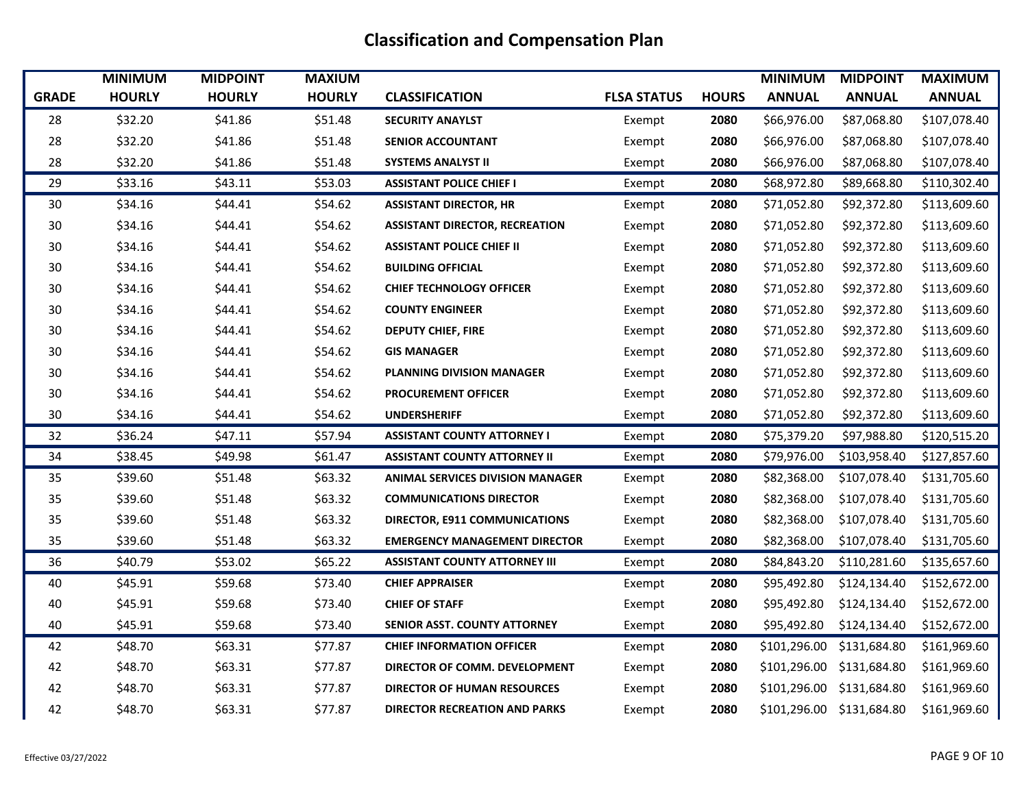# Classification and Compensation Plan

| GRADE | MINIMUM HOURLY | MIDPOINT HOURLY | MAXIUM HOURLY | CLASSIFICATION | FLSA STATUS | HOURS | MINIMUM ANNUAL | MIDPOINT ANNUAL | MAXIMUM ANNUAL |
|---|---|---|---|---|---|---|---|---|---|
| 28 | $32.20 | $41.86 | $51.48 | **SECURITY ANAYLST** | Exempt | **2080** | $66,976.00 | $87,068.80 | $107,078.40 |
| 28 | $32.20 | $41.86 | $51.48 | **SENIOR ACCOUNTANT** | Exempt | **2080** | $66,976.00 | $87,068.80 | $107,078.40 |
| 28 | $32.20 | $41.86 | $51.48 | **SYSTEMS ANALYST II** | Exempt | **2080** | $66,976.00 | $87,068.80 | $107,078.40 |
| 29 | $33.16 | $43.11 | $53.03 | **ASSISTANT POLICE CHIEF I** | Exempt | **2080** | $68,972.80 | $89,668.80 | $110,302.40 |
| 30 | $34.16 | $44.41 | $54.62 | **ASSISTANT DIRECTOR, HR** | Exempt | **2080** | $71,052.80 | $92,372.80 | $113,609.60 |
| 30 | $34.16 | $44.41 | $54.62 | **ASSISTANT DIRECTOR, RECREATION** | Exempt | **2080** | $71,052.80 | $92,372.80 | $113,609.60 |
| 30 | $34.16 | $44.41 | $54.62 | **ASSISTANT POLICE CHIEF II** | Exempt | **2080** | $71,052.80 | $92,372.80 | $113,609.60 |
| 30 | $34.16 | $44.41 | $54.62 | **BUILDING OFFICIAL** | Exempt | **2080** | $71,052.80 | $92,372.80 | $113,609.60 |
| 30 | $34.16 | $44.41 | $54.62 | **CHIEF TECHNOLOGY OFFICER** | Exempt | **2080** | $71,052.80 | $92,372.80 | $113,609.60 |
| 30 | $34.16 | $44.41 | $54.62 | **COUNTY ENGINEER** | Exempt | **2080** | $71,052.80 | $92,372.80 | $113,609.60 |
| 30 | $34.16 | $44.41 | $54.62 | **DEPUTY CHIEF, FIRE** | Exempt | **2080** | $71,052.80 | $92,372.80 | $113,609.60 |
| 30 | $34.16 | $44.41 | $54.62 | **GIS MANAGER** | Exempt | **2080** | $71,052.80 | $92,372.80 | $113,609.60 |
| 30 | $34.16 | $44.41 | $54.62 | **PLANNING DIVISION MANAGER** | Exempt | **2080** | $71,052.80 | $92,372.80 | $113,609.60 |
| 30 | $34.16 | $44.41 | $54.62 | **PROCUREMENT OFFICER** | Exempt | **2080** | $71,052.80 | $92,372.80 | $113,609.60 |
| 30 | $34.16 | $44.41 | $54.62 | **UNDERSHERIFF** | Exempt | **2080** | $71,052.80 | $92,372.80 | $113,609.60 |
| 32 | $36.24 | $47.11 | $57.94 | **ASSISTANT COUNTY ATTORNEY I** | Exempt | **2080** | $75,379.20 | $97,988.80 | $120,515.20 |
| 34 | $38.45 | $49.98 | $61.47 | **ASSISTANT COUNTY ATTORNEY II** | Exempt | **2080** | $79,976.00 | $103,958.40 | $127,857.60 |
| 35 | $39.60 | $51.48 | $63.32 | **ANIMAL SERVICES DIVISION MANAGER** | Exempt | **2080** | $82,368.00 | $107,078.40 | $131,705.60 |
| 35 | $39.60 | $51.48 | $63.32 | **COMMUNICATIONS DIRECTOR** | Exempt | **2080** | $82,368.00 | $107,078.40 | $131,705.60 |
| 35 | $39.60 | $51.48 | $63.32 | **DIRECTOR, E911 COMMUNICATIONS** | Exempt | **2080** | $82,368.00 | $107,078.40 | $131,705.60 |
| 35 | $39.60 | $51.48 | $63.32 | **EMERGENCY MANAGEMENT DIRECTOR** | Exempt | **2080** | $82,368.00 | $107,078.40 | $131,705.60 |
| 36 | $40.79 | $53.02 | $65.22 | **ASSISTANT COUNTY ATTORNEY III** | Exempt | **2080** | $84,843.20 | $110,281.60 | $135,657.60 |
| 40 | $45.91 | $59.68 | $73.40 | **CHIEF APPRAISER** | Exempt | **2080** | $95,492.80 | $124,134.40 | $152,672.00 |
| 40 | $45.91 | $59.68 | $73.40 | **CHIEF OF STAFF** | Exempt | **2080** | $95,492.80 | $124,134.40 | $152,672.00 |
| 40 | $45.91 | $59.68 | $73.40 | **SENIOR ASST. COUNTY ATTORNEY** | Exempt | **2080** | $95,492.80 | $124,134.40 | $152,672.00 |
| 42 | $48.70 | $63.31 | $77.87 | **CHIEF INFORMATION OFFICER** | Exempt | **2080** | $101,296.00 | $131,684.80 | $161,969.60 |
| 42 | $48.70 | $63.31 | $77.87 | **DIRECTOR OF COMM. DEVELOPMENT** | Exempt | **2080** | $101,296.00 | $131,684.80 | $161,969.60 |
| 42 | $48.70 | $63.31 | $77.87 | **DIRECTOR OF HUMAN RESOURCES** | Exempt | **2080** | $101,296.00 | $131,684.80 | $161,969.60 |
| 42 | $48.70 | $63.31 | $77.87 | **DIRECTOR RECREATION AND PARKS** | Exempt | **2080** | $101,296.00 | $131,684.80 | $161,969.60 |

Effective 03/27/2022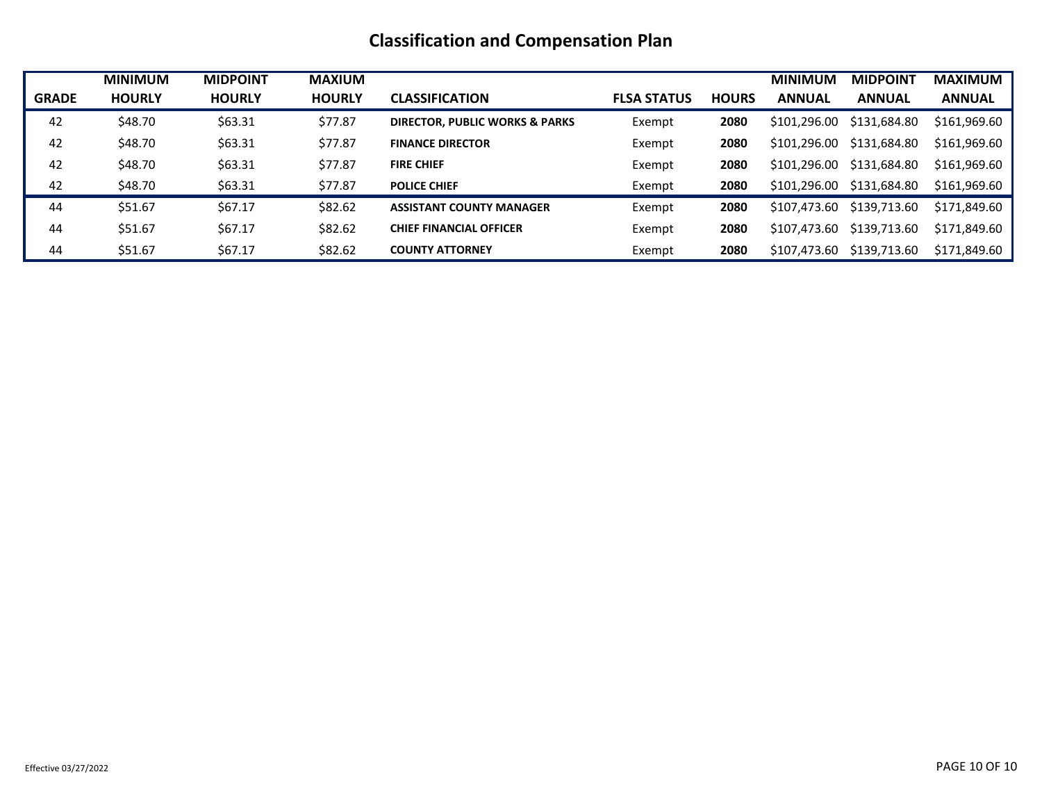# Classification and Compensation Plan

| GRADE | MINIMUM HOURLY | MIDPOINT HOURLY | MAXIUM HOURLY | CLASSIFICATION | FLSA STATUS | HOURS | MINIMUM ANNUAL | MIDPOINT ANNUAL | MAXIMUM ANNUAL |
|---|---|---|---|---|---|---|---|---|---|
| 42 | $48.70 | $63.31 | $77.87 | **DIRECTOR, PUBLIC WORKS & PARKS** | Exempt | **2080** | $101,296.00 | $131,684.80 | $161,969.60 |
| 42 | $48.70 | $63.31 | $77.87 | **FINANCE DIRECTOR** | Exempt | **2080** | $101,296.00 | $131,684.80 | $161,969.60 |
| 42 | $48.70 | $63.31 | $77.87 | **FIRE CHIEF** | Exempt | **2080** | $101,296.00 | $131,684.80 | $161,969.60 |
| 42 | $48.70 | $63.31 | $77.87 | **POLICE CHIEF** | Exempt | **2080** | $101,296.00 | $131,684.80 | $161,969.60 |
| 44 | $51.67 | $67.17 | $82.62 | **ASSISTANT COUNTY MANAGER** | Exempt | **2080** | $107,473.60 | $139,713.60 | $171,849.60 |
| 44 | $51.67 | $67.17 | $82.62 | **CHIEF FINANCIAL OFFICER** | Exempt | **2080** | $107,473.60 | $139,713.60 | $171,849.60 |
| 44 | $51.67 | $67.17 | $82.62 | **COUNTY ATTORNEY** | Exempt | **2080** | $107,473.60 | $139,713.60 | $171,849.60 |

Effective 03/27/2022